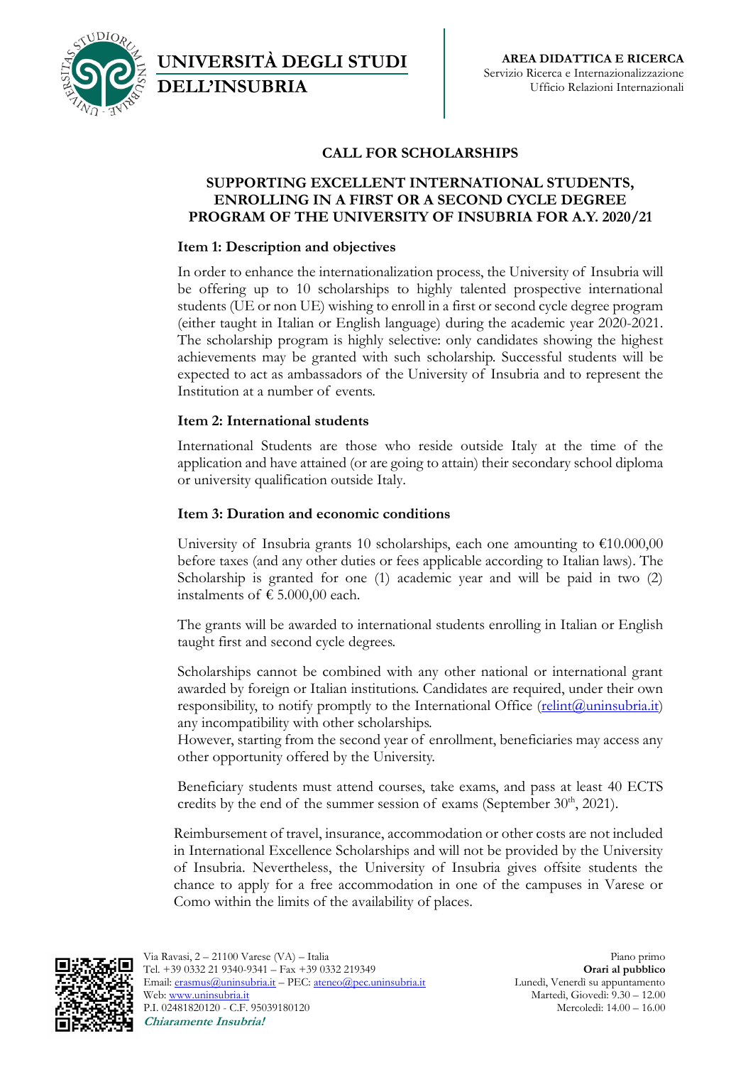# CALL FOR SCHOLARSHIPS

## SUPPORTING EXCELLENT INTERNATIONAL STUDENTS, ENROLLING IN A FIRST OR A SECOND CYCLE DEGREE PROGRAM OF THE UNIVERSITY OF INSUBRIA FOR A.Y. 2020/21

### Item 1: Description and objectives

In order to enhance the internationalization process, the University of Insubria will be offering up to 10 scholarships to highly talented prospective international students (UE or non UE) wishing to enroll in a first or second cycle degree program (either taught in Italian or English language) during the academic year 2020-2021. The scholarship program is highly selective: only candidates showing the highest achievements may be granted with such scholarship. Successful students will be expected to act as ambassadors of the University of Insubria and to represent the Institution at a number of events.

### Item 2: International students

International Students are those who reside outside Italy at the time of the application and have attained (or are going to attain) their secondary school diploma or university qualification outside Italy.

### Item 3: Duration and economic conditions

University of Insubria grants 10 scholarships, each one amounting to €10.000,00 before taxes (and any other duties or fees applicable according to Italian laws). The Scholarship is granted for one (1) academic year and will be paid in two (2) instalments of € 5.000,00 each.

The grants will be awarded to international students enrolling in Italian or English taught first and second cycle degrees.

Scholarships cannot be combined with any other national or international grant awarded by foreign or Italian institutions. Candidates are required, under their own responsibility, to notify promptly to the International Office (relint@uninsubria.it) any incompatibility with other scholarships.
However, starting from the second year of enrollment, beneficiaries may access any other opportunity offered by the University.

Beneficiary students must attend courses, take exams, and pass at least 40 ECTS credits by the end of the summer session of exams (September 30th, 2021).

Reimbursement of travel, insurance, accommodation or other costs are not included in International Excellence Scholarships and will not be provided by the University of Insubria. Nevertheless, the University of Insubria gives offsite students the chance to apply for a free accommodation in one of the campuses in Varese or Como within the limits of the availability of places.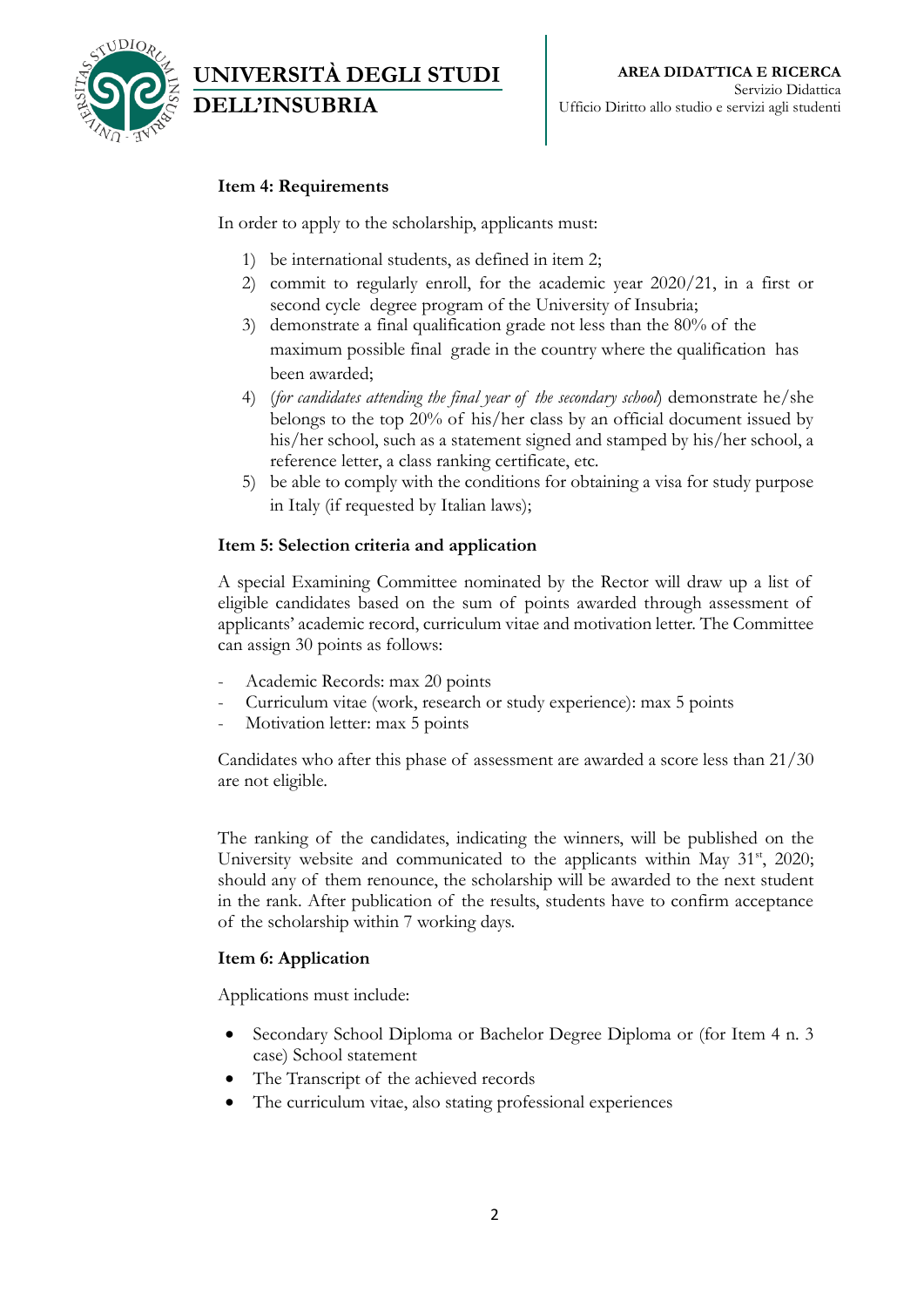**Item 4: Requirements**

In order to apply to the scholarship, applicants must:

1) be international students, as defined in item 2;
2) commit to regularly enroll, for the academic year 2020/21, in a first or second cycle degree program of the University of Insubria;
3) demonstrate a final qualification grade not less than the 80% of the maximum possible final grade in the country where the qualification has been awarded;
4) (*for candidates attending the final year of the secondary school*) demonstrate he/she belongs to the top 20% of his/her class by an official document issued by his/her school, such as a statement signed and stamped by his/her school, a reference letter, a class ranking certificate, etc.
5) be able to comply with the conditions for obtaining a visa for study purpose in Italy (if requested by Italian laws);

**Item 5: Selection criteria and application**

A special Examining Committee nominated by the Rector will draw up a list of eligible candidates based on the sum of points awarded through assessment of applicants' academic record, curriculum vitae and motivation letter. The Committee can assign 30 points as follows:

- Academic Records: max 20 points
- Curriculum vitae (work, research or study experience): max 5 points
- Motivation letter: max 5 points

Candidates who after this phase of assessment are awarded a score less than 21/30 are not eligible.

The ranking of the candidates, indicating the winners, will be published on the University website and communicated to the applicants within May 31st, 2020; should any of them renounce, the scholarship will be awarded to the next student in the rank. After publication of the results, students have to confirm acceptance of the scholarship within 7 working days.

**Item 6: Application**

Applications must include:

- Secondary School Diploma or Bachelor Degree Diploma or (for Item 4 n. 3 case) School statement
- The Transcript of the achieved records
- The curriculum vitae, also stating professional experiences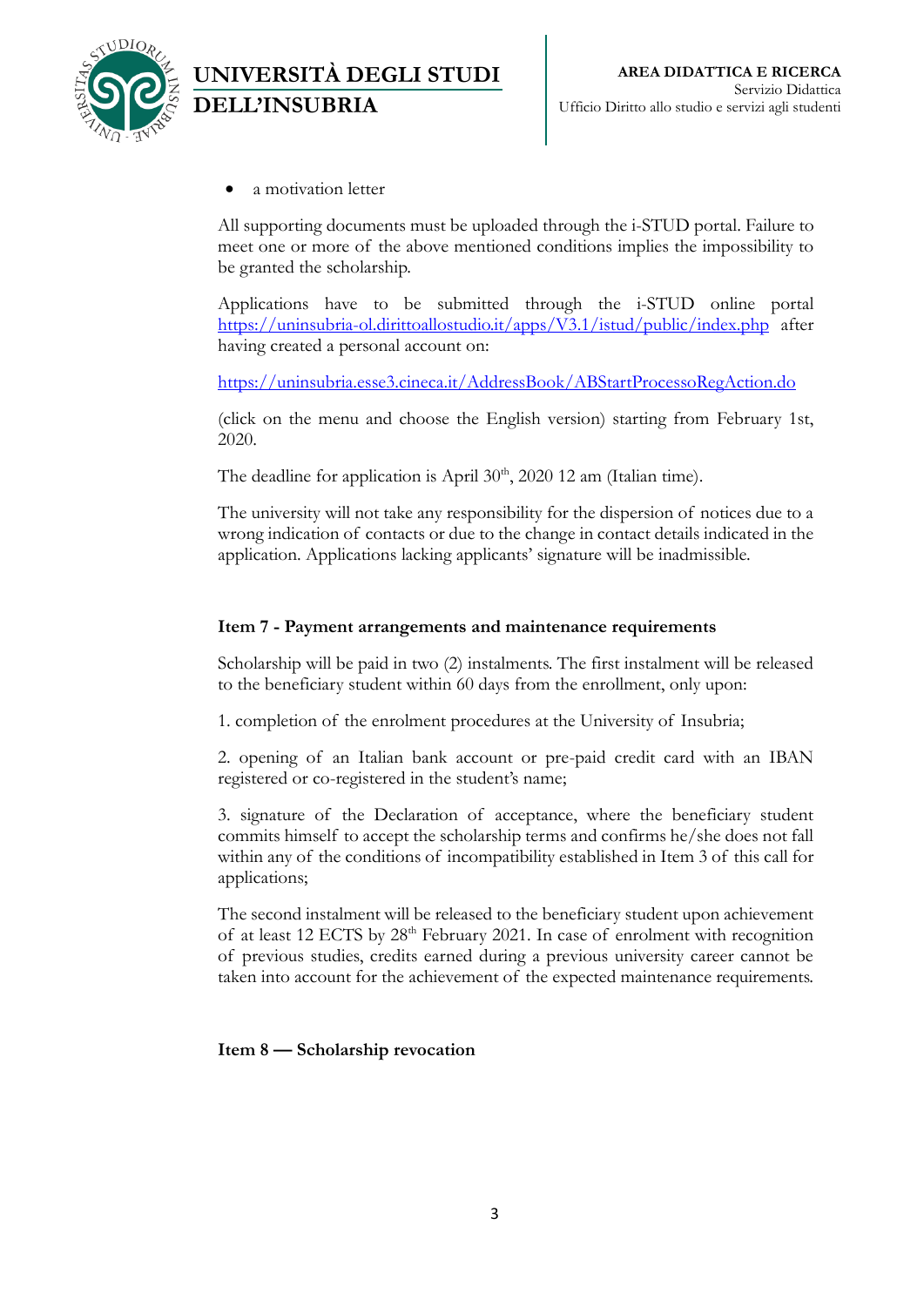- a motivation letter

All supporting documents must be uploaded through the i-STUD portal. Failure to meet one or more of the above mentioned conditions implies the impossibility to be granted the scholarship.

Applications have to be submitted through the i-STUD online portal https://uninsubria-ol.dirittoallostudio.it/apps/V3.1/istud/public/index.php after having created a personal account on:

https://uninsubria.esse3.cineca.it/AddressBook/ABStartProcessoRegAction.do

(click on the menu and choose the English version) starting from February 1st, 2020.

The deadline for application is April 30th, 2020 12 am (Italian time).

The university will not take any responsibility for the dispersion of notices due to a wrong indication of contacts or due to the change in contact details indicated in the application. Applications lacking applicants' signature will be inadmissible.

**Item 7 - Payment arrangements and maintenance requirements**

Scholarship will be paid in two (2) instalments. The first instalment will be released to the beneficiary student within 60 days from the enrollment, only upon:

1. completion of the enrolment procedures at the University of Insubria;

2. opening of an Italian bank account or pre-paid credit card with an IBAN registered or co-registered in the student's name;

3. signature of the Declaration of acceptance, where the beneficiary student commits himself to accept the scholarship terms and confirms he/she does not fall within any of the conditions of incompatibility established in Item 3 of this call for applications;

The second instalment will be released to the beneficiary student upon achievement of at least 12 ECTS by 28th February 2021. In case of enrolment with recognition of previous studies, credits earned during a previous university career cannot be taken into account for the achievement of the expected maintenance requirements.

**Item 8 — Scholarship revocation**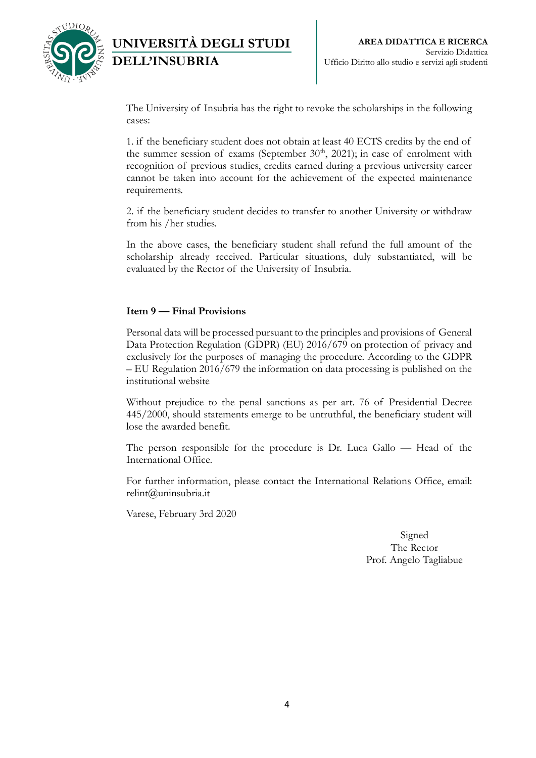The University of Insubria has the right to revoke the scholarships in the following cases:

1. if the beneficiary student does not obtain at least 40 ECTS credits by the end of the summer session of exams (September 30th, 2021); in case of enrolment with recognition of previous studies, credits earned during a previous university career cannot be taken into account for the achievement of the expected maintenance requirements.

2. if the beneficiary student decides to transfer to another University or withdraw from his /her studies.

In the above cases, the beneficiary student shall refund the full amount of the scholarship already received. Particular situations, duly substantiated, will be evaluated by the Rector of the University of Insubria.

**Item 9 — Final Provisions**

Personal data will be processed pursuant to the principles and provisions of General Data Protection Regulation (GDPR) (EU) 2016/679 on protection of privacy and exclusively for the purposes of managing the procedure. According to the GDPR – EU Regulation 2016/679 the information on data processing is published on the institutional website

Without prejudice to the penal sanctions as per art. 76 of Presidential Decree 445/2000, should statements emerge to be untruthful, the beneficiary student will lose the awarded benefit.

The person responsible for the procedure is Dr. Luca Gallo — Head of the International Office.

For further information, please contact the International Relations Office, email: relint@uninsubria.it

Varese, February 3rd 2020

Signed
The Rector
Prof. Angelo Tagliabue